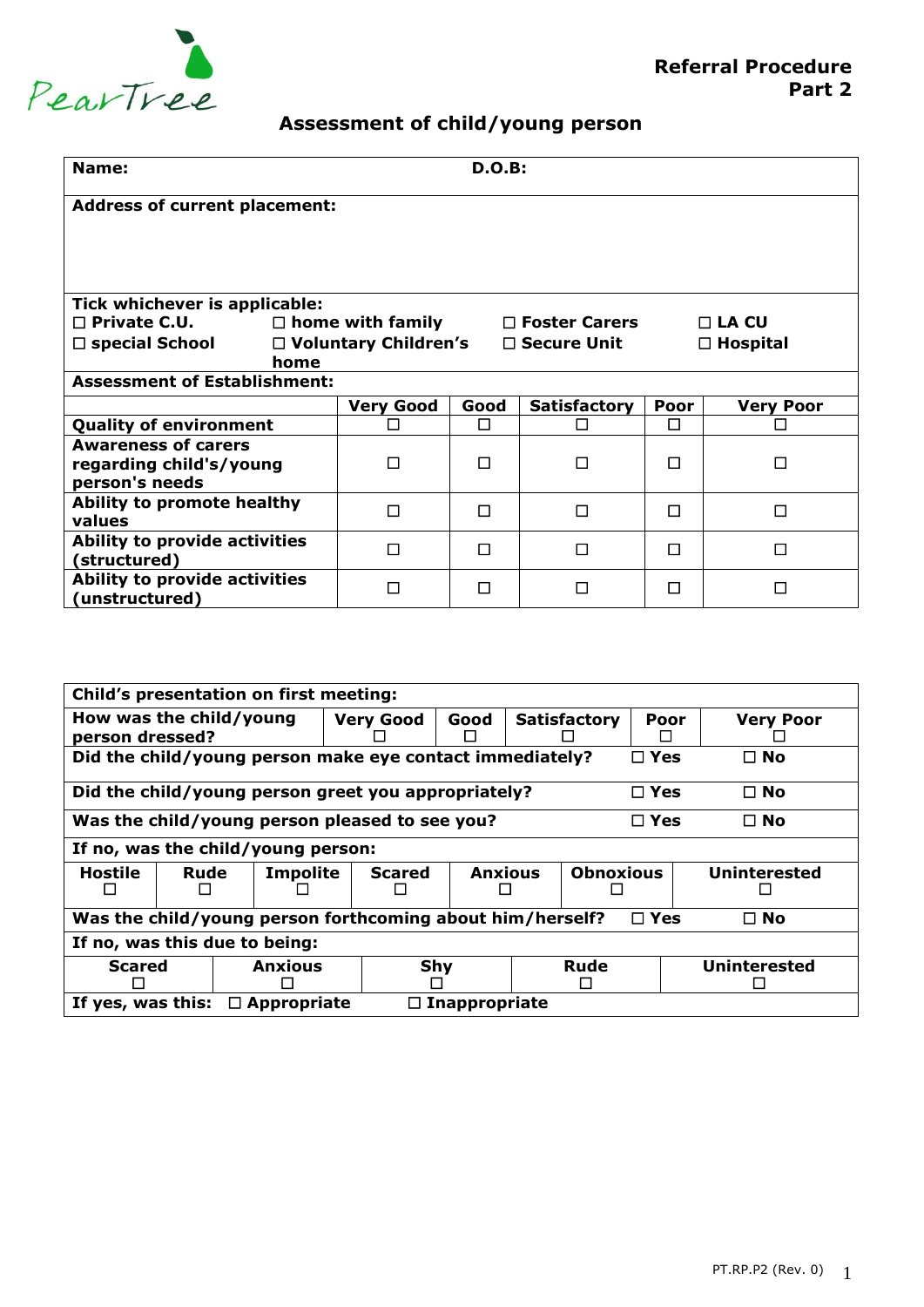PearTree

**Referral Procedure**
**Part 2**

## Assessment of child/young person

**Name:** **D.O.B:**

**Address of current placement:**

**Tick whichever is applicable:**

☐ Private C.U. ☐ home with family ☐ Foster Carers ☐ LA CU
☐ special School ☐ Voluntary Children's home ☐ Secure Unit ☐ Hospital

**Assessment of Establishment:**

| | Very Good | Good | Satisfactory | Poor | Very Poor |
|---|---|---|---|---|---|
| **Quality of environment** | ☐ | ☐ | ☐ | ☐ | ☐ |
| **Awareness of carers regarding child's/young person's needs** | ☐ | ☐ | ☐ | ☐ | ☐ |
| **Ability to promote healthy values** | ☐ | ☐ | ☐ | ☐ | ☐ |
| **Ability to provide activities (structured)** | ☐ | ☐ | ☐ | ☐ | ☐ |
| **Ability to provide activities (unstructured)** | ☐ | ☐ | ☐ | ☐ | ☐ |

**Child's presentation on first meeting:**

| | Very Good | Good | Satisfactory | Poor | Very Poor |
|---|---|---|---|---|---|
| **How was the child/young person dressed?** | ☐ | ☐ | ☐ | ☐ | ☐ |

| | | |
|---|---|---|
| **Did the child/young person make eye contact immediately?** | ☐ Yes | ☐ No |
| **Did the child/young person greet you appropriately?** | ☐ Yes | ☐ No |
| **Was the child/young person pleased to see you?** | ☐ Yes | ☐ No |

**If no, was the child/young person:**

| Hostile | Rude | Impolite | Scared | Anxious | Obnoxious | Uninterested |
|---|---|---|---|---|---|---|
| ☐ | ☐ | ☐ | ☐ | ☐ | ☐ | ☐ |

| | | |
|---|---|---|
| **Was the child/young person forthcoming about him/herself?** | ☐ Yes | ☐ No |

**If no, was this due to being:**

| Scared | Anxious | Shy | Rude | Uninterested |
|---|---|---|---|---|
| ☐ | ☐ | ☐ | ☐ | ☐ |

**If yes, was this:** ☐ Appropriate ☐ Inappropriate

PT.RP.P2 (Rev. 0)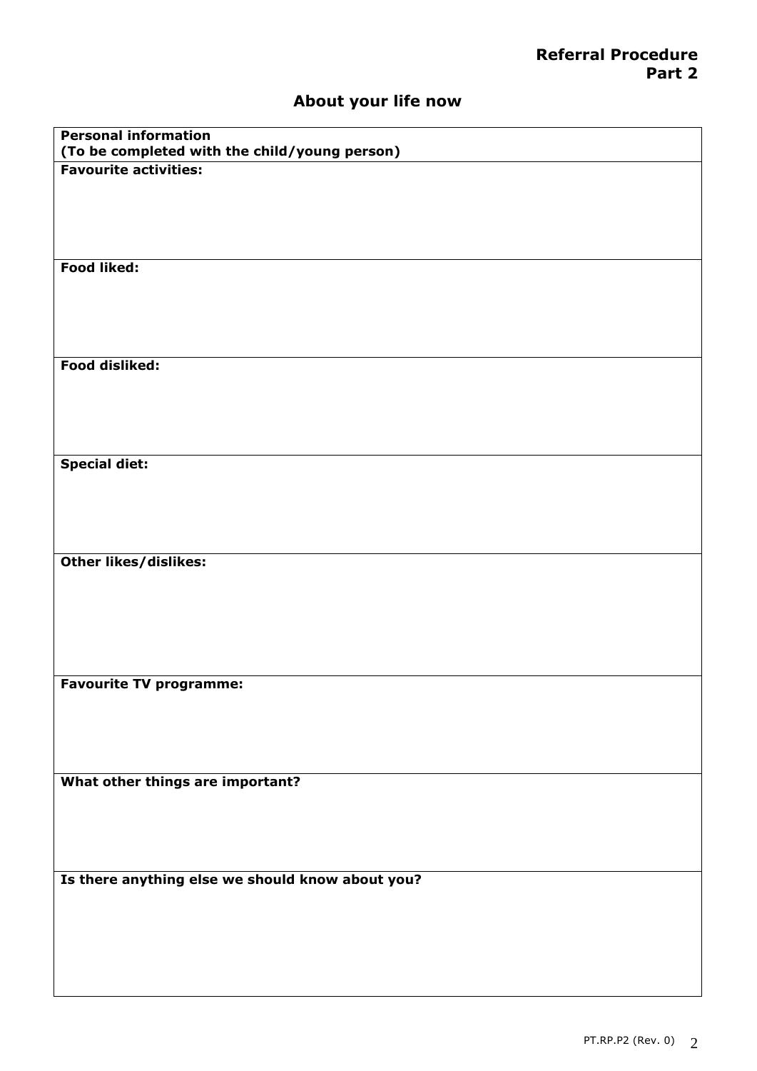**Referral Procedure**
**Part 2**

## About your life now

| **Personal information**<br>**(To be completed with the child/young person)** |
|---|
| **Favourite activities:** |
| **Food liked:** |
| **Food disliked:** |
| **Special diet:** |
| **Other likes/dislikes:** |
| **Favourite TV programme:** |
| **What other things are important?** |
| **Is there anything else we should know about you?** |

PT.RP.P2 (Rev. 0)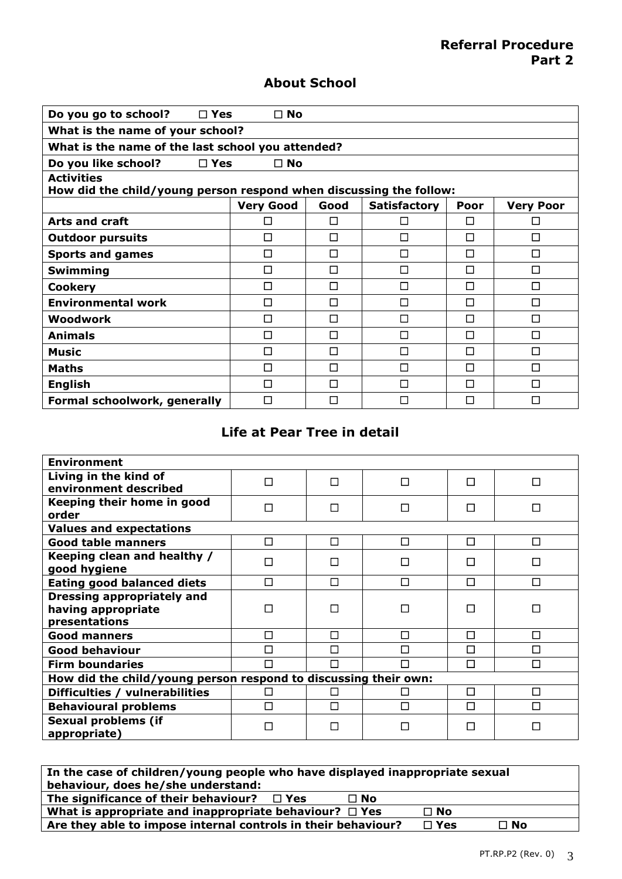## Referral Procedure
## Part 2

## About School

| Do you go to school? ☐ Yes ☐ No | | | | | |
|---|---|---|---|---|---|
| **What is the name of your school?** | | | | | |
| **What is the name of the last school you attended?** | | | | | |
| **Do you like school? ☐ Yes ☐ No** | | | | | |
| **Activities**<br>**How did the child/young person respond when discussing the follow:** | | | | | |
| | **Very Good** | **Good** | **Satisfactory** | **Poor** | **Very Poor** |
| **Arts and craft** | ☐ | ☐ | ☐ | ☐ | ☐ |
| **Outdoor pursuits** | ☐ | ☐ | ☐ | ☐ | ☐ |
| **Sports and games** | ☐ | ☐ | ☐ | ☐ | ☐ |
| **Swimming** | ☐ | ☐ | ☐ | ☐ | ☐ |
| **Cookery** | ☐ | ☐ | ☐ | ☐ | ☐ |
| **Environmental work** | ☐ | ☐ | ☐ | ☐ | ☐ |
| **Woodwork** | ☐ | ☐ | ☐ | ☐ | ☐ |
| **Animals** | ☐ | ☐ | ☐ | ☐ | ☐ |
| **Music** | ☐ | ☐ | ☐ | ☐ | ☐ |
| **Maths** | ☐ | ☐ | ☐ | ☐ | ☐ |
| **English** | ☐ | ☐ | ☐ | ☐ | ☐ |
| **Formal schoolwork, generally** | ☐ | ☐ | ☐ | ☐ | ☐ |

## Life at Pear Tree in detail

| **Environment** | | | | | |
|---|---|---|---|---|---|
| **Living in the kind of environment described** | ☐ | ☐ | ☐ | ☐ | ☐ |
| **Keeping their home in good order** | ☐ | ☐ | ☐ | ☐ | ☐ |
| **Values and expectations** | | | | | |
| **Good table manners** | ☐ | ☐ | ☐ | ☐ | ☐ |
| **Keeping clean and healthy / good hygiene** | ☐ | ☐ | ☐ | ☐ | ☐ |
| **Eating good balanced diets** | ☐ | ☐ | ☐ | ☐ | ☐ |
| **Dressing appropriately and having appropriate presentations** | ☐ | ☐ | ☐ | ☐ | ☐ |
| **Good manners** | ☐ | ☐ | ☐ | ☐ | ☐ |
| **Good behaviour** | ☐ | ☐ | ☐ | ☐ | ☐ |
| **Firm boundaries** | ☐ | ☐ | ☐ | ☐ | ☐ |
| **How did the child/young person respond to discussing their own:** | | | | | |
| **Difficulties / vulnerabilities** | ☐ | ☐ | ☐ | ☐ | ☐ |
| **Behavioural problems** | ☐ | ☐ | ☐ | ☐ | ☐ |
| **Sexual problems (if appropriate)** | ☐ | ☐ | ☐ | ☐ | ☐ |

| In the case of children/young people who have displayed inappropriate sexual behaviour, does he/she understand: |
|---|
| **The significance of their behaviour? ☐ Yes ☐ No** |
| **What is appropriate and inappropriate behaviour? ☐ Yes ☐ No** |
| **Are they able to impose internal controls in their behaviour? ☐ Yes ☐ No** |

PT.RP.P2 (Rev. 0)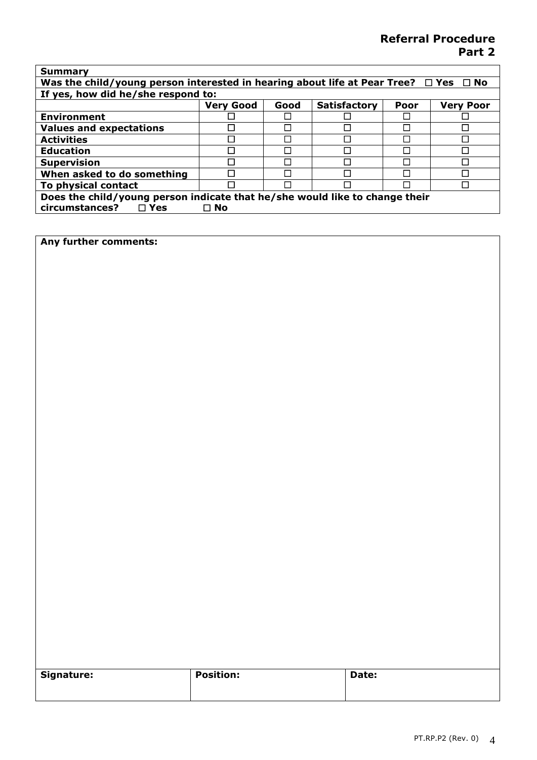## Referral Procedure
## Part 2

| **Summary** | | | | | |
|---|---|---|---|---|---|
| **Was the child/young person interested in hearing about life at Pear Tree? ☐ Yes ☐ No** | | | | | |
| **If yes, how did he/she respond to:** | | | | | |
| | **Very Good** | **Good** | **Satisfactory** | **Poor** | **Very Poor** |
| **Environment** | ☐ | ☐ | ☐ | ☐ | ☐ |
| **Values and expectations** | ☐ | ☐ | ☐ | ☐ | ☐ |
| **Activities** | ☐ | ☐ | ☐ | ☐ | ☐ |
| **Education** | ☐ | ☐ | ☐ | ☐ | ☐ |
| **Supervision** | ☐ | ☐ | ☐ | ☐ | ☐ |
| **When asked to do something** | ☐ | ☐ | ☐ | ☐ | ☐ |
| **To physical contact** | ☐ | ☐ | ☐ | ☐ | ☐ |
| **Does the child/young person indicate that he/she would like to change their circumstances? ☐ Yes ☐ No** | | | | | |

**Any further comments:**

| **Signature:** | **Position:** | **Date:** |
|---|---|---|
| | | |

PT.RP.P2 (Rev. 0)